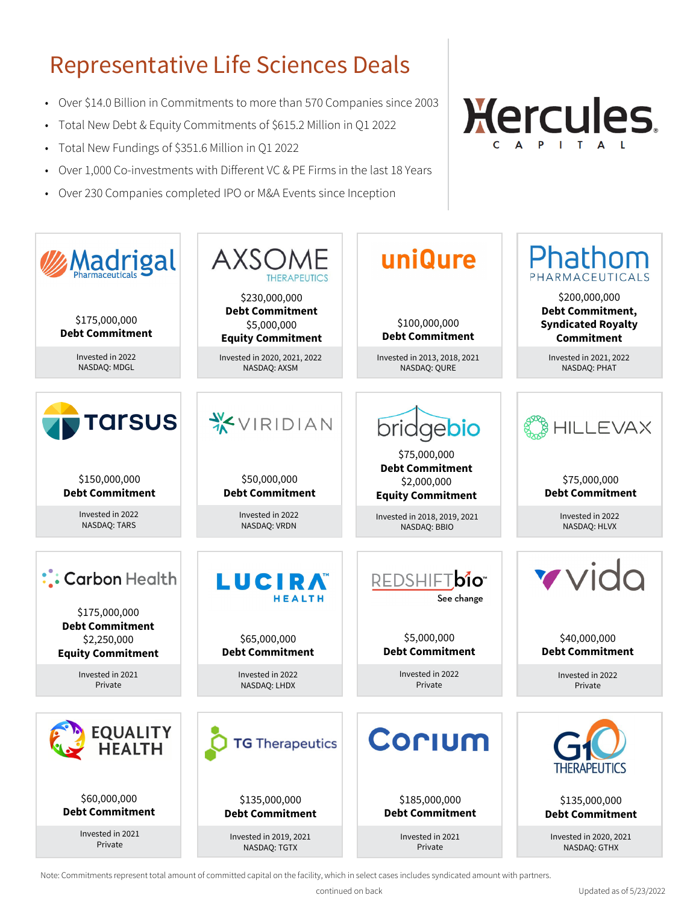# Representative Life Sciences Deals

- Over $14.0 Billion in Commitments to more than 570 Companies since 2003
- Total New Debt & Equity Commitments of $615.2 Million in Q1 2022
- Total New Fundings of $351.6 Million in Q1 2022
- Over 1,000 Co-investments with Different VC & PE Firms in the last 18 Years
- Over 230 Companies completed IPO or M&A Events since Inception

Hercules CAPITAL

**Madrigal Pharmaceuticals**
$175,000,000
**Debt Commitment**
Invested in 2022
NASDAQ: MDGL

**AXSOME THERAPEUTICS**
$230,000,000
**Debt Commitment**
$5,000,000
**Equity Commitment**
Invested in 2020, 2021, 2022
NASDAQ: AXSM

**uniQure**
$100,000,000
**Debt Commitment**
Invested in 2013, 2018, 2021
NASDAQ: QURE

**Phathom PHARMACEUTICALS**
$200,000,000
**Debt Commitment, Syndicated Royalty Commitment**
Invested in 2021, 2022
NASDAQ: PHAT

**Tarsus**
$150,000,000
**Debt Commitment**
Invested in 2022
NASDAQ: TARS

**VIRIDIAN**
$50,000,000
**Debt Commitment**
Invested in 2022
NASDAQ: VRDN

**bridgebio**
$75,000,000
**Debt Commitment**
$2,000,000
**Equity Commitment**
Invested in 2018, 2019, 2021
NASDAQ: BBIO

**HILLEVAX**
$75,000,000
**Debt Commitment**
Invested in 2022
NASDAQ: HLVX

**Carbon Health**
$175,000,000
**Debt Commitment**
$2,250,000
**Equity Commitment**
Invested in 2021
Private

**LUCIRA HEALTH**
$65,000,000
**Debt Commitment**
Invested in 2022
NASDAQ: LHDX

**REDSHIFTbio See change**
$5,000,000
**Debt Commitment**
Invested in 2022
Private

**vida**
$40,000,000
**Debt Commitment**
Invested in 2022
Private

**EQUALITY HEALTH**
$60,000,000
**Debt Commitment**
Invested in 2021
Private

**TG Therapeutics**
$135,000,000
**Debt Commitment**
Invested in 2019, 2021
NASDAQ: TGTX

**Corium**
$185,000,000
**Debt Commitment**
Invested in 2021
Private

**G1 THERAPEUTICS**
$135,000,000
**Debt Commitment**
Invested in 2020, 2021
NASDAQ: GTHX

Note: Commitments represent total amount of committed capital on the facility, which in select cases includes syndicated amount with partners.

continued on back

Updated as of 5/23/2022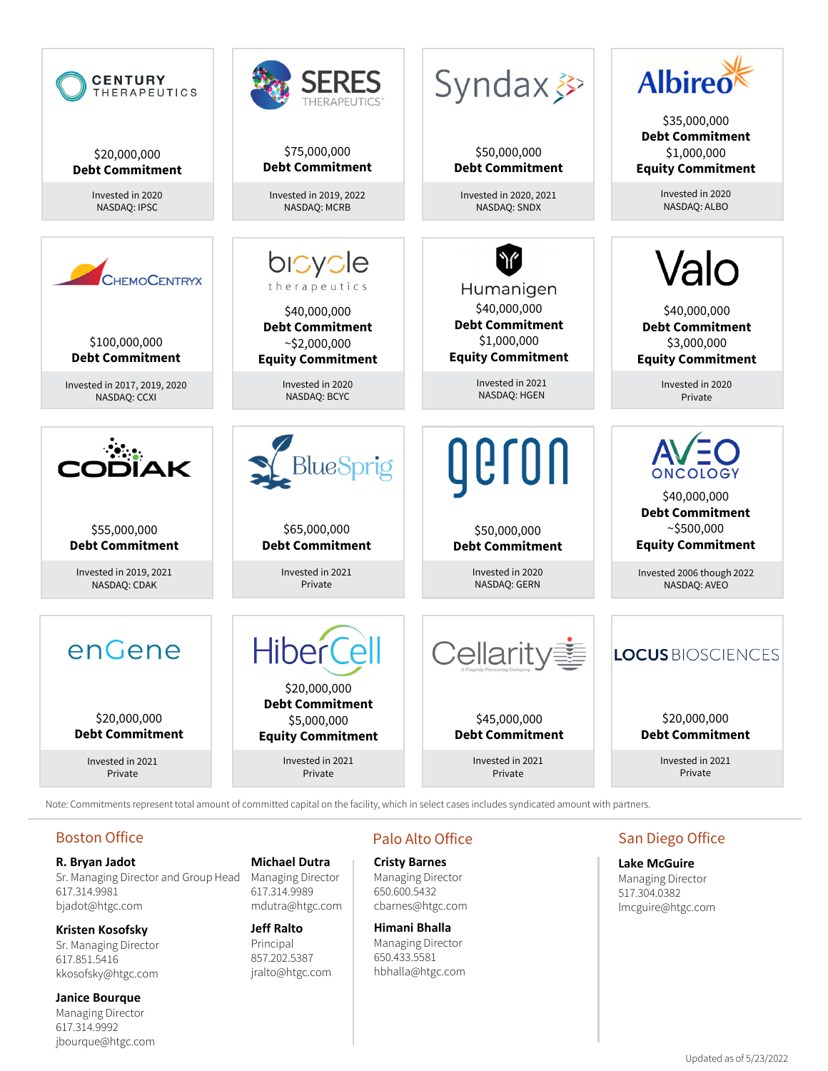| | | | |
|---|---|---|---|
| **CENTURY THERAPEUTICS**<br>$20,000,000<br>**Debt Commitment**<br>Invested in 2020<br>NASDAQ: IPSC | **SERES THERAPEUTICS**<br>$75,000,000<br>**Debt Commitment**<br>Invested in 2019, 2022<br>NASDAQ: MCRB | **Syndax**<br>$50,000,000<br>**Debt Commitment**<br>Invested in 2020, 2021<br>NASDAQ: SNDX | **Albireo**<br>$35,000,000<br>**Debt Commitment**<br>$1,000,000<br>**Equity Commitment**<br>Invested in 2020<br>NASDAQ: ALBO |
| **ChemoCentryx**<br>$100,000,000<br>**Debt Commitment**<br>Invested in 2017, 2019, 2020<br>NASDAQ: CCXI | **bicycle therapeutics**<br>$40,000,000<br>**Debt Commitment**<br>~$2,000,000<br>**Equity Commitment**<br>Invested in 2020<br>NASDAQ: BCYC | **Humanigen**<br>$40,000,000<br>**Debt Commitment**<br>$1,000,000<br>**Equity Commitment**<br>Invested in 2021<br>NASDAQ: HGEN | **Valo**<br>$40,000,000<br>**Debt Commitment**<br>$3,000,000<br>**Equity Commitment**<br>Invested in 2020<br>Private |
| **CODIAK**<br>$55,000,000<br>**Debt Commitment**<br>Invested in 2019, 2021<br>NASDAQ: CDAK | **BlueSprig**<br>$65,000,000<br>**Debt Commitment**<br>Invested in 2021<br>Private | **geron**<br>$50,000,000<br>**Debt Commitment**<br>Invested in 2020<br>NASDAQ: GERN | **AVEO ONCOLOGY**<br>$40,000,000<br>**Debt Commitment**<br>~$500,000<br>**Equity Commitment**<br>Invested 2006 though 2022<br>NASDAQ: AVEO |
| **enGene**<br>$20,000,000<br>**Debt Commitment**<br>Invested in 2021<br>Private | **HiberCell**<br>$20,000,000<br>**Debt Commitment**<br>$5,000,000<br>**Equity Commitment**<br>Invested in 2021<br>Private | **Cellarity** (A Flagship Pioneering Company)<br>$45,000,000<br>**Debt Commitment**<br>Invested in 2021<br>Private | **LOCUS BIOSCIENCES**<br>$20,000,000<br>**Debt Commitment**<br>Invested in 2021<br>Private |

Note: Commitments represent total amount of committed capital on the facility, which in select cases includes syndicated amount with partners.

## Boston Office

**R. Bryan Jadot**
Sr. Managing Director and Group Head
617.314.9981
bjadot@htgc.com

**Kristen Kosofsky**
Sr. Managing Director
617.851.5416
kkosofsky@htgc.com

**Janice Bourque**
Managing Director
617.314.9992
jbourque@htgc.com

**Michael Dutra**
Managing Director
617.314.9989
mdutra@htgc.com

**Jeff Ralto**
Principal
857.202.5387
jralto@htgc.com

## Palo Alto Office

**Cristy Barnes**
Managing Director
650.600.5432
cbarnes@htgc.com

**Himani Bhalla**
Managing Director
650.433.5581
hbhalla@htgc.com

## San Diego Office

**Lake McGuire**
Managing Director
517.304.0382
lmcguire@htgc.com

Updated as of 5/23/2022